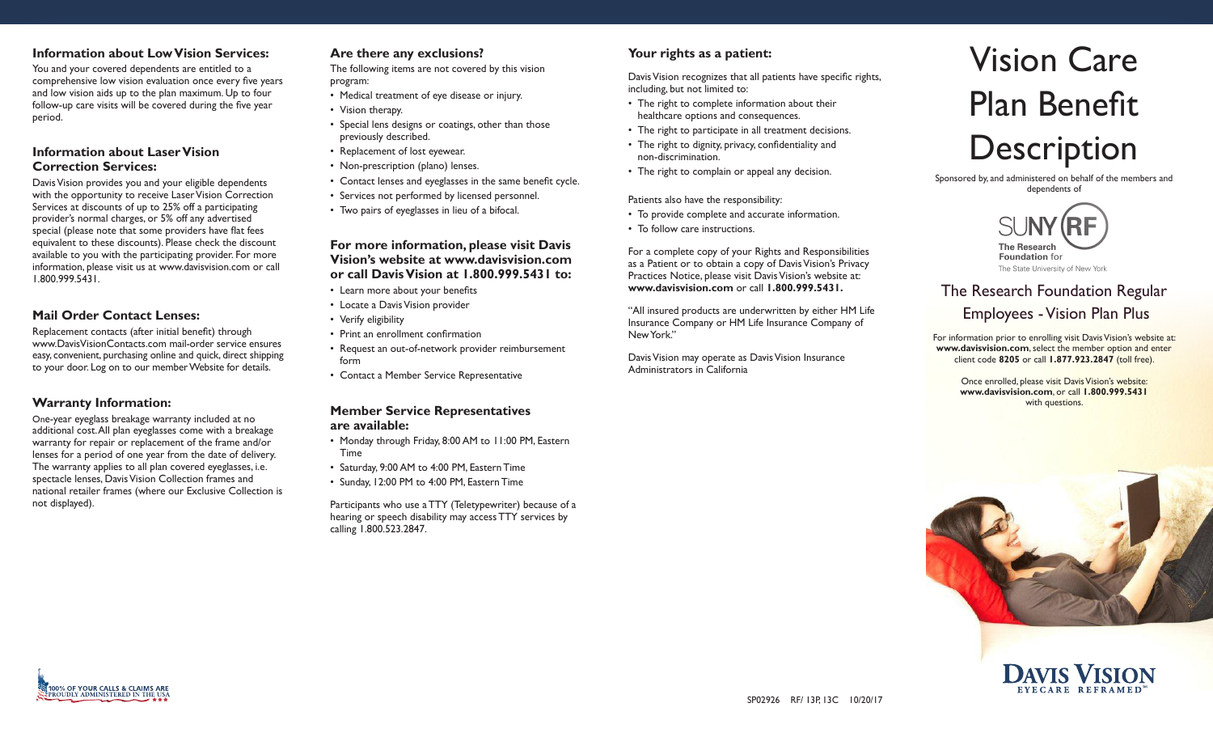# Vision Care Plan Benefit Description

Sponsored by, and administered on behalf of the members and dependents of

SUNY RF
The Research Foundation for The State University of New York

## The Research Foundation Regular Employees - Vision Plan Plus

For information prior to enrolling visit Davis Vision's website at: **www.davisvision.com**, select the member option and enter client code **8205** or call **1.877.923.2847** (toll free).

Once enrolled, please visit Davis Vision's website: **www.davisvision.com**, or call **1.800.999.5431** with questions.

### Information about Low Vision Services:

You and your covered dependents are entitled to a comprehensive low vision evaluation once every five years and low vision aids up to the plan maximum. Up to four follow-up care visits will be covered during the five year period.

### Information about Laser Vision Correction Services:

Davis Vision provides you and your eligible dependents with the opportunity to receive Laser Vision Correction Services at discounts of up to 25% off a participating provider's normal charges, or 5% off any advertised special (please note that some providers have flat fees equivalent to these discounts). Please check the discount available to you with the participating provider. For more information, please visit us at www.davisvision.com or call 1.800.999.5431.

### Mail Order Contact Lenses:

Replacement contacts (after initial benefit) through www.DavisVisionContacts.com mail-order service ensures easy, convenient, purchasing online and quick, direct shipping to your door. Log on to our member Website for details.

### Warranty Information:

One-year eyeglass breakage warranty included at no additional cost. All plan eyeglasses come with a breakage warranty for repair or replacement of the frame and/or lenses for a period of one year from the date of delivery. The warranty applies to all plan covered eyeglasses, i.e. spectacle lenses, Davis Vision Collection frames and national retailer frames (where our Exclusive Collection is not displayed).

### Are there any exclusions?

The following items are not covered by this vision program:

- Medical treatment of eye disease or injury.
- Vision therapy.
- Special lens designs or coatings, other than those previously described.
- Replacement of lost eyewear.
- Non-prescription (plano) lenses.
- Contact lenses and eyeglasses in the same benefit cycle.
- Services not performed by licensed personnel.
- Two pairs of eyeglasses in lieu of a bifocal.

### For more information, please visit Davis Vision's website at www.davisvision.com or call Davis Vision at 1.800.999.5431 to:

- Learn more about your benefits
- Locate a Davis Vision provider
- Verify eligibility
- Print an enrollment confirmation
- Request an out-of-network provider reimbursement form
- Contact a Member Service Representative

### Member Service Representatives are available:

- Monday through Friday, 8:00 AM to 11:00 PM, Eastern Time
- Saturday, 9:00 AM to 4:00 PM, Eastern Time
- Sunday, 12:00 PM to 4:00 PM, Eastern Time

Participants who use a TTY (Teletypewriter) because of a hearing or speech disability may access TTY services by calling 1.800.523.2847.

### Your rights as a patient:

Davis Vision recognizes that all patients have specific rights, including, but not limited to:

- The right to complete information about their healthcare options and consequences.
- The right to participate in all treatment decisions.
- The right to dignity, privacy, confidentiality and non-discrimination.
- The right to complain or appeal any decision.

Patients also have the responsibility:

- To provide complete and accurate information.
- To follow care instructions.

For a complete copy of your Rights and Responsibilities as a Patient or to obtain a copy of Davis Vision's Privacy Practices Notice, please visit Davis Vision's website at: **www.davisvision.com** or call **1.800.999.5431.**

"All insured products are underwritten by either HM Life Insurance Company or HM Life Insurance Company of New York."

Davis Vision may operate as Davis Vision Insurance Administrators in California

100% OF YOUR CALLS & CLAIMS ARE PROUDLY ADMINISTERED IN THE USA

DAVIS VISION — EYECARE REFRAMED

SP02926 RF/ 13P, 13C 10/20/17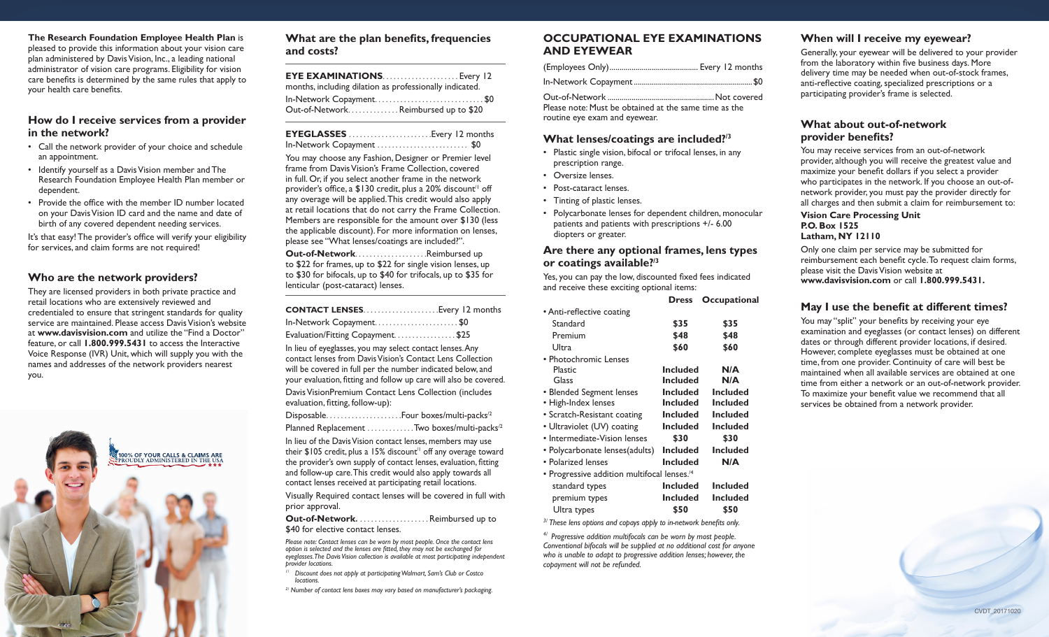**The Research Foundation Employee Health Plan** is pleased to provide this information about your vision care plan administered by Davis Vision, Inc., a leading national administrator of vision care programs. Eligibility for vision care benefits is determined by the same rules that apply to your health care benefits.

## How do I receive services from a provider in the network?

- Call the network provider of your choice and schedule an appointment.
- Identify yourself as a Davis Vision member and The Research Foundation Employee Health Plan member or dependent.
- Provide the office with the member ID number located on your Davis Vision ID card and the name and date of birth of any covered dependent needing services.

It's that easy! The provider's office will verify your eligibility for services, and claim forms are not required!

## Who are the network providers?

They are licensed providers in both private practice and retail locations who are extensively reviewed and credentialed to ensure that stringent standards for quality service are maintained. Please access Davis Vision's website at **www.davisvision.com** and utilize the "Find a Doctor" feature, or call **1.800.999.5431** to access the Interactive Voice Response (IVR) Unit, which will supply you with the names and addresses of the network providers nearest you.

100% OF YOUR CALLS & CLAIMS ARE PROUDLY ADMINISTERED IN THE USA

## What are the plan benefits, frequencies and costs?

**EYE EXAMINATIONS**..................... Every 12 months, including dilation as professionally indicated.
In-Network Copayment.............................. $0
Out-of-Network.............. Reimbursed up to $20

**EYEGLASSES**........................ Every 12 months
In-Network Copayment.......................... $0

You may choose any Fashion, Designer or Premier level frame from Davis Vision's Frame Collection, covered in full. Or, if you select another frame in the network provider's office, a $130 credit, plus a 20% discount[1] off any overage will be applied. This credit would also apply at retail locations that do not carry the Frame Collection. Members are responsible for the amount over $130 (less the applicable discount). For more information on lenses, please see "What lenses/coatings are included?".

**Out-of-Network**.................... Reimbursed up to $22 for frames, up to $22 for single vision lenses, up to $30 for bifocals, up to $40 for trifocals, up to $35 for lenticular (post-cataract) lenses.

**CONTACT LENSES**..................... Every 12 months
In-Network Copayment........................ $0
Evaluation/Fitting Copayment................. $25

In lieu of eyeglasses, you may select contact lenses. Any contact lenses from Davis Vision's Contact Lens Collection will be covered in full per the number indicated below, and your evaluation, fitting and follow up care will also be covered.

Davis VisionPremium Contact Lens Collection (includes evaluation, fitting, follow-up):

Disposable..................... Four boxes/multi-packs[2]
Planned Replacement ............. Two boxes/multi-packs[2]

In lieu of the Davis Vision contact lenses, members may use their $105 credit, plus a 15% discount[1] off any overage toward the provider's own supply of contact lenses, evaluation, fitting and follow-up care. This credit would also apply towards all contact lenses received at participating retail locations.

Visually Required contact lenses will be covered in full with prior approval.

**Out-of-Network**. .................... Reimbursed up to $40 for elective contact lenses.

*Please note: Contact lenses can be worn by most people. Once the contact lens option is selected and the lenses are fitted, they may not be exchanged for eyeglasses. The Davis Vision collection is available at most participating independent provider locations.*

*1/ Discount does not apply at participating Walmart, Sam's Club or Costco locations.*

*2/ Number of contact lens boxes may vary based on manufacturer's packaging.*

## OCCUPATIONAL EYE EXAMINATIONS AND EYEWEAR

(Employees Only)........................................... Every 12 months
In-Network Copayment......................................... $0
Out-of-Network................................................ Not covered

Please note: Must be obtained at the same time as the routine eye exam and eyewear.

## What lenses/coatings are included?[3]

- Plastic single vision, bifocal or trifocal lenses, in any prescription range.
- Oversize lenses.
- Post-cataract lenses.
- Tinting of plastic lenses.
- Polycarbonate lenses for dependent children, monocular patients and patients with prescriptions +/- 6.00 diopters or greater.

## Are there any optional frames, lens types or coatings available?[3]

Yes, you can pay the low, discounted fixed fees indicated and receive these exciting optional items:

| | Dress | Occupational |
|---|---|---|
| • Anti-reflective coating | | |
| Standard | $35 | $35 |
| Premium | $48 | $48 |
| Ultra | $60 | $60 |
| • Photochromic Lenses | | |
| Plastic | Included | N/A |
| Glass | Included | N/A |
| • Blended Segment lenses | Included | Included |
| • High-Index lenses | Included | Included |
| • Scratch-Resistant coating | Included | Included |
| • Ultraviolet (UV) coating | Included | Included |
| • Intermediate-Vision lenses | $30 | $30 |
| • Polycarbonate lenses(adults) | Included | Included |
| • Polarized lenses | Included | N/A |
| • Progressive addition multifocal lenses.[4] | | |
| standard types | Included | Included |
| premium types | Included | Included |
| Ultra types | $50 | $50 |

*3/ These lens options and copays apply to in-network benefits only.*

*4/ Progressive addition multifocals can be worn by most people. Conventional bifocals will be supplied at no additional cost for anyone who is unable to adapt to progressive addition lenses; however, the copayment will not be refunded.*

## When will I receive my eyewear?

Generally, your eyewear will be delivered to your provider from the laboratory within five business days. More delivery time may be needed when out-of-stock frames, anti-reflective coating, specialized prescriptions or a participating provider's frame is selected.

## What about out-of-network provider benefits?

You may receive services from an out-of-network provider, although you will receive the greatest value and maximize your benefit dollars if you select a provider who participates in the network. If you choose an out-of-network provider, you must pay the provider directly for all charges and then submit a claim for reimbursement to:

**Vision Care Processing Unit**
**P.O. Box 1525**
**Latham, NY 12110**

Only one claim per service may be submitted for reimbursement each benefit cycle. To request claim forms, please visit the Davis Vision website at **www.davisvision.com** or call **1.800.999.5431.**

## May I use the benefit at different times?

You may "split" your benefits by receiving your eye examination and eyeglasses (or contact lenses) on different dates or through different provider locations, if desired. However, complete eyeglasses must be obtained at one time, from one provider. Continuity of care will best be maintained when all available services are obtained at one time from either a network or an out-of-network provider. To maximize your benefit value we recommend that all services be obtained from a network provider.

CVDT_20171020